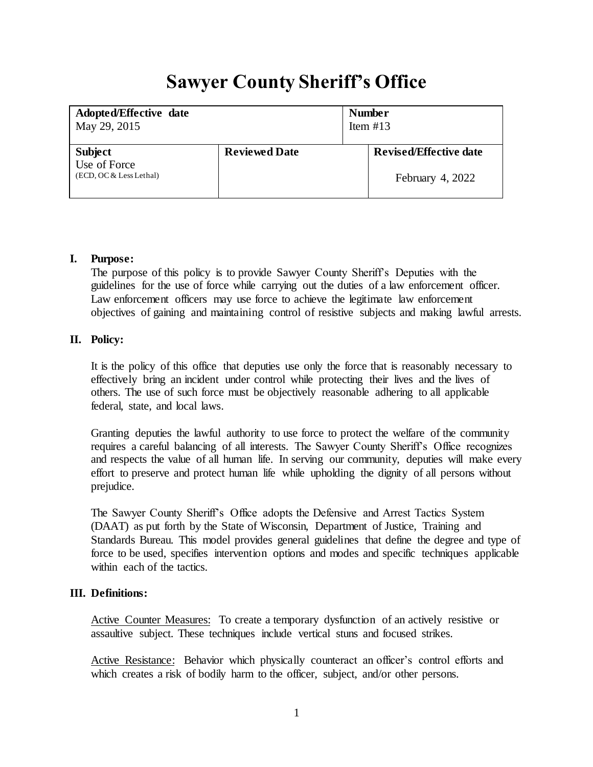# Sawyer County Sheriff's Office

| **Adopted/Effective date**<br>May 29, 2015 | | **Number**<br>Item #13 |
|---|---|---|
| **Subject**<br>Use of Force<br>(ECD, OC & Less Lethal) | **Reviewed Date** | **Revised/Effective date**<br>February 4, 2022 |

## I. Purpose:

The purpose of this policy is to provide Sawyer County Sheriff's Deputies with the guidelines for the use of force while carrying out the duties of a law enforcement officer. Law enforcement officers may use force to achieve the legitimate law enforcement objectives of gaining and maintaining control of resistive subjects and making lawful arrests.

## II. Policy:

It is the policy of this office that deputies use only the force that is reasonably necessary to effectively bring an incident under control while protecting their lives and the lives of others. The use of such force must be objectively reasonable adhering to all applicable federal, state, and local laws.

Granting deputies the lawful authority to use force to protect the welfare of the community requires a careful balancing of all interests. The Sawyer County Sheriff's Office recognizes and respects the value of all human life. In serving our community, deputies will make every effort to preserve and protect human life while upholding the dignity of all persons without prejudice.

The Sawyer County Sheriff's Office adopts the Defensive and Arrest Tactics System (DAAT) as put forth by the State of Wisconsin, Department of Justice, Training and Standards Bureau. This model provides general guidelines that define the degree and type of force to be used, specifies intervention options and modes and specific techniques applicable within each of the tactics.

## III. Definitions:

Active Counter Measures: To create a temporary dysfunction of an actively resistive or assaultive subject. These techniques include vertical stuns and focused strikes.

Active Resistance: Behavior which physically counteract an officer's control efforts and which creates a risk of bodily harm to the officer, subject, and/or other persons.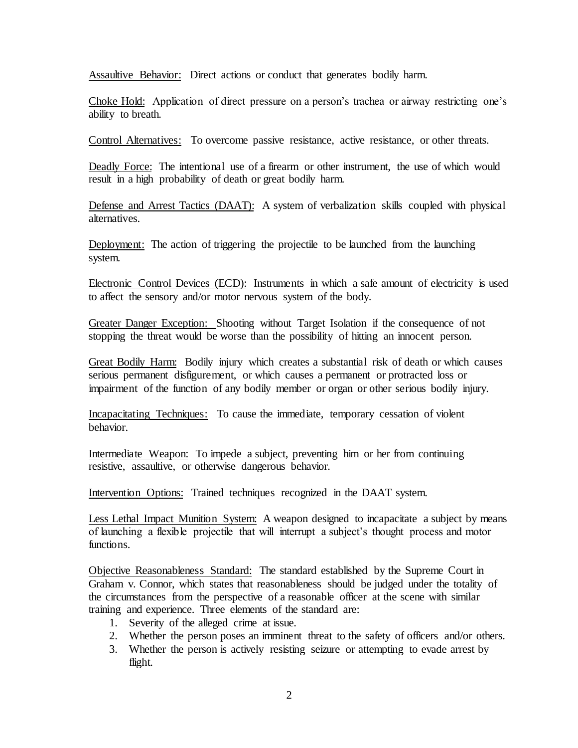Assaultive Behavior: Direct actions or conduct that generates bodily harm.

Choke Hold: Application of direct pressure on a person's trachea or airway restricting one's ability to breath.

Control Alternatives: To overcome passive resistance, active resistance, or other threats.

Deadly Force: The intentional use of a firearm or other instrument, the use of which would result in a high probability of death or great bodily harm.

Defense and Arrest Tactics (DAAT): A system of verbalization skills coupled with physical alternatives.

Deployment: The action of triggering the projectile to be launched from the launching system.

Electronic Control Devices (ECD): Instruments in which a safe amount of electricity is used to affect the sensory and/or motor nervous system of the body.

Greater Danger Exception: Shooting without Target Isolation if the consequence of not stopping the threat would be worse than the possibility of hitting an innocent person.

Great Bodily Harm: Bodily injury which creates a substantial risk of death or which causes serious permanent disfigurement, or which causes a permanent or protracted loss or impairment of the function of any bodily member or organ or other serious bodily injury.

Incapacitating Techniques: To cause the immediate, temporary cessation of violent behavior.

Intermediate Weapon: To impede a subject, preventing him or her from continuing resistive, assaultive, or otherwise dangerous behavior.

Intervention Options: Trained techniques recognized in the DAAT system.

Less Lethal Impact Munition System: A weapon designed to incapacitate a subject by means of launching a flexible projectile that will interrupt a subject's thought process and motor functions.

Objective Reasonableness Standard: The standard established by the Supreme Court in Graham v. Connor, which states that reasonableness should be judged under the totality of the circumstances from the perspective of a reasonable officer at the scene with similar training and experience. Three elements of the standard are:

1. Severity of the alleged crime at issue.
2. Whether the person poses an imminent threat to the safety of officers and/or others.
3. Whether the person is actively resisting seizure or attempting to evade arrest by flight.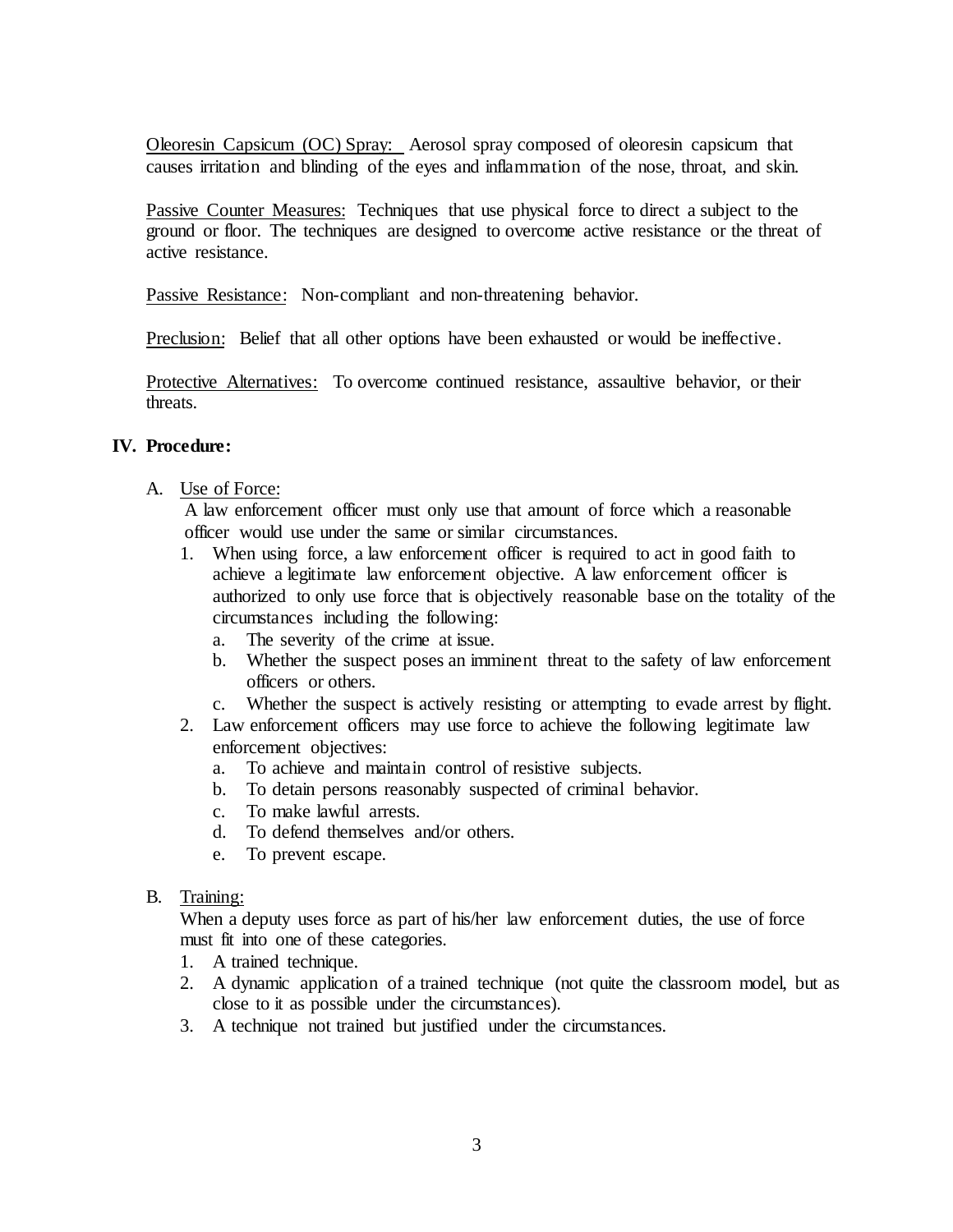<u>Oleoresin Capsicum (OC) Spray:</u> Aerosol spray composed of oleoresin capsicum that causes irritation and blinding of the eyes and inflammation of the nose, throat, and skin.

<u>Passive Counter Measures:</u> Techniques that use physical force to direct a subject to the ground or floor. The techniques are designed to overcome active resistance or the threat of active resistance.

<u>Passive Resistance:</u> Non-compliant and non-threatening behavior.

<u>Preclusion:</u> Belief that all other options have been exhausted or would be ineffective.

<u>Protective Alternatives:</u> To overcome continued resistance, assaultive behavior, or their threats.

## IV. Procedure:

A. <u>Use of Force:</u>

A law enforcement officer must only use that amount of force which a reasonable officer would use under the same or similar circumstances.

1. When using force, a law enforcement officer is required to act in good faith to achieve a legitimate law enforcement objective. A law enforcement officer is authorized to only use force that is objectively reasonable base on the totality of the circumstances including the following:
   a. The severity of the crime at issue.
   b. Whether the suspect poses an imminent threat to the safety of law enforcement officers or others.
   c. Whether the suspect is actively resisting or attempting to evade arrest by flight.
2. Law enforcement officers may use force to achieve the following legitimate law enforcement objectives:
   a. To achieve and maintain control of resistive subjects.
   b. To detain persons reasonably suspected of criminal behavior.
   c. To make lawful arrests.
   d. To defend themselves and/or others.
   e. To prevent escape.

B. <u>Training:</u>

When a deputy uses force as part of his/her law enforcement duties, the use of force must fit into one of these categories.

1. A trained technique.
2. A dynamic application of a trained technique (not quite the classroom model, but as close to it as possible under the circumstances).
3. A technique not trained but justified under the circumstances.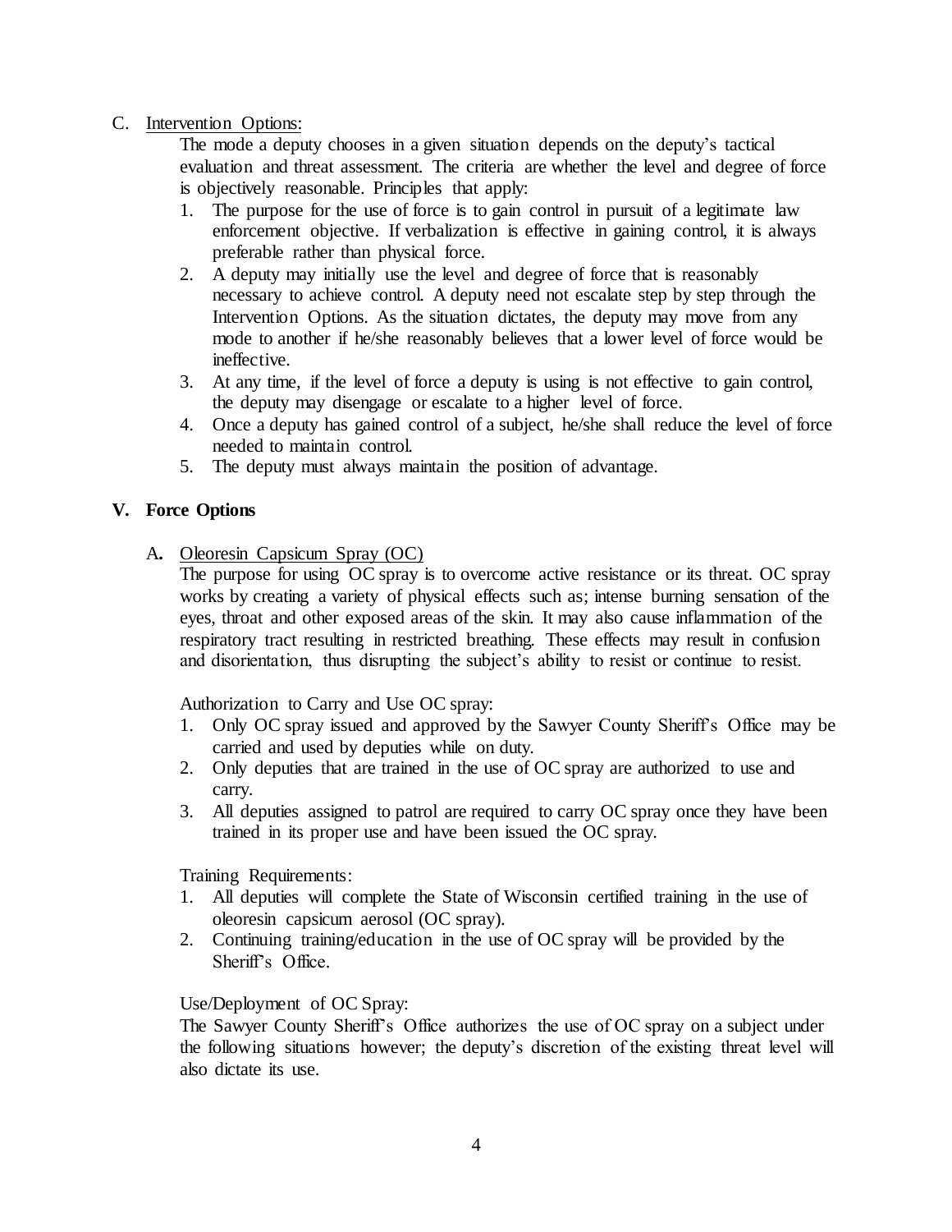C. Intervention Options:

The mode a deputy chooses in a given situation depends on the deputy's tactical evaluation and threat assessment. The criteria are whether the level and degree of force is objectively reasonable. Principles that apply:

1. The purpose for the use of force is to gain control in pursuit of a legitimate law enforcement objective. If verbalization is effective in gaining control, it is always preferable rather than physical force.
2. A deputy may initially use the level and degree of force that is reasonably necessary to achieve control. A deputy need not escalate step by step through the Intervention Options. As the situation dictates, the deputy may move from any mode to another if he/she reasonably believes that a lower level of force would be ineffective.
3. At any time, if the level of force a deputy is using is not effective to gain control, the deputy may disengage or escalate to a higher level of force.
4. Once a deputy has gained control of a subject, he/she shall reduce the level of force needed to maintain control.
5. The deputy must always maintain the position of advantage.

## V. Force Options

A. Oleoresin Capsicum Spray (OC)

The purpose for using OC spray is to overcome active resistance or its threat. OC spray works by creating a variety of physical effects such as; intense burning sensation of the eyes, throat and other exposed areas of the skin. It may also cause inflammation of the respiratory tract resulting in restricted breathing. These effects may result in confusion and disorientation, thus disrupting the subject's ability to resist or continue to resist.

Authorization to Carry and Use OC spray:

1. Only OC spray issued and approved by the Sawyer County Sheriff's Office may be carried and used by deputies while on duty.
2. Only deputies that are trained in the use of OC spray are authorized to use and carry.
3. All deputies assigned to patrol are required to carry OC spray once they have been trained in its proper use and have been issued the OC spray.

Training Requirements:

1. All deputies will complete the State of Wisconsin certified training in the use of oleoresin capsicum aerosol (OC spray).
2. Continuing training/education in the use of OC spray will be provided by the Sheriff's Office.

Use/Deployment of OC Spray:

The Sawyer County Sheriff's Office authorizes the use of OC spray on a subject under the following situations however; the deputy's discretion of the existing threat level will also dictate its use.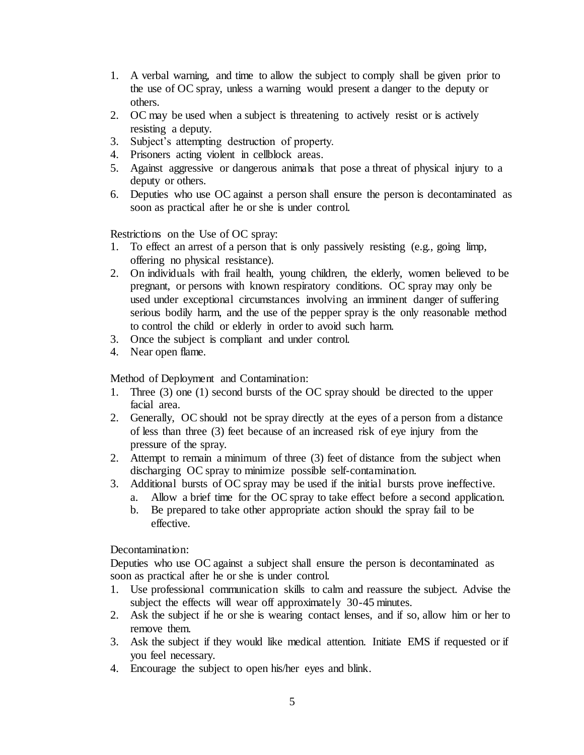1. A verbal warning, and time to allow the subject to comply shall be given prior to the use of OC spray, unless a warning would present a danger to the deputy or others.
2. OC may be used when a subject is threatening to actively resist or is actively resisting a deputy.
3. Subject's attempting destruction of property.
4. Prisoners acting violent in cellblock areas.
5. Against aggressive or dangerous animals that pose a threat of physical injury to a deputy or others.
6. Deputies who use OC against a person shall ensure the person is decontaminated as soon as practical after he or she is under control.

Restrictions on the Use of OC spray:

1. To effect an arrest of a person that is only passively resisting (e.g., going limp, offering no physical resistance).
2. On individuals with frail health, young children, the elderly, women believed to be pregnant, or persons with known respiratory conditions. OC spray may only be used under exceptional circumstances involving an imminent danger of suffering serious bodily harm, and the use of the pepper spray is the only reasonable method to control the child or elderly in order to avoid such harm.
3. Once the subject is compliant and under control.
4. Near open flame.

Method of Deployment and Contamination:

1. Three (3) one (1) second bursts of the OC spray should be directed to the upper facial area.
2. Generally, OC should not be spray directly at the eyes of a person from a distance of less than three (3) feet because of an increased risk of eye injury from the pressure of the spray.
2. Attempt to remain a minimum of three (3) feet of distance from the subject when discharging OC spray to minimize possible self-contamination.
3. Additional bursts of OC spray may be used if the initial bursts prove ineffective.
   a. Allow a brief time for the OC spray to take effect before a second application.
   b. Be prepared to take other appropriate action should the spray fail to be effective.

Decontamination:

Deputies who use OC against a subject shall ensure the person is decontaminated as soon as practical after he or she is under control.

1. Use professional communication skills to calm and reassure the subject. Advise the subject the effects will wear off approximately 30-45 minutes.
2. Ask the subject if he or she is wearing contact lenses, and if so, allow him or her to remove them.
3. Ask the subject if they would like medical attention. Initiate EMS if requested or if you feel necessary.
4. Encourage the subject to open his/her eyes and blink.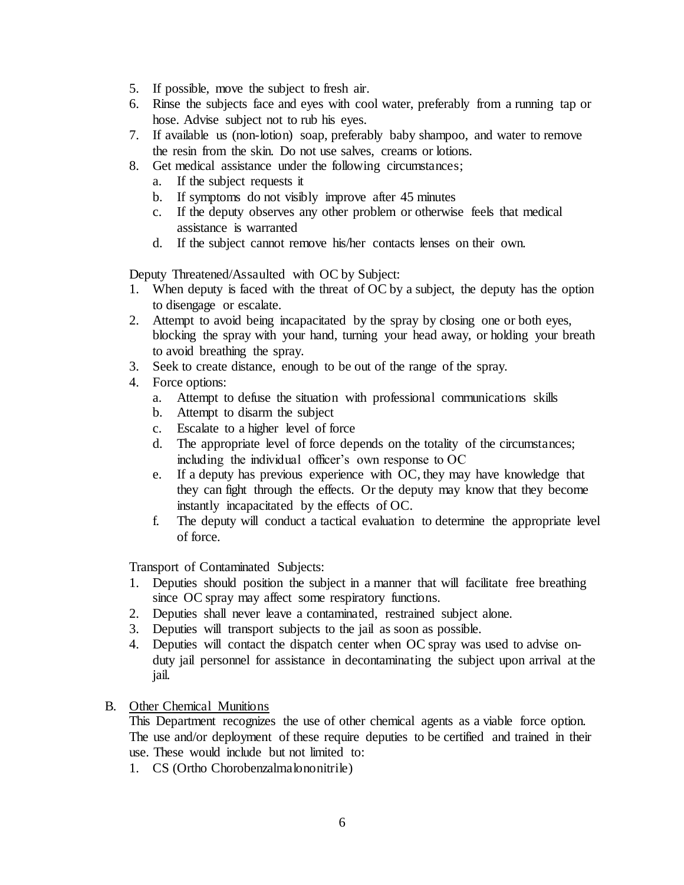5. If possible, move the subject to fresh air.
6. Rinse the subjects face and eyes with cool water, preferably from a running tap or hose. Advise subject not to rub his eyes.
7. If available us (non-lotion) soap, preferably baby shampoo, and water to remove the resin from the skin. Do not use salves, creams or lotions.
8. Get medical assistance under the following circumstances;
   a. If the subject requests it
   b. If symptoms do not visibly improve after 45 minutes
   c. If the deputy observes any other problem or otherwise feels that medical assistance is warranted
   d. If the subject cannot remove his/her contacts lenses on their own.

Deputy Threatened/Assaulted with OC by Subject:

1. When deputy is faced with the threat of OC by a subject, the deputy has the option to disengage or escalate.
2. Attempt to avoid being incapacitated by the spray by closing one or both eyes, blocking the spray with your hand, turning your head away, or holding your breath to avoid breathing the spray.
3. Seek to create distance, enough to be out of the range of the spray.
4. Force options:
   a. Attempt to defuse the situation with professional communications skills
   b. Attempt to disarm the subject
   c. Escalate to a higher level of force
   d. The appropriate level of force depends on the totality of the circumstances; including the individual officer's own response to OC
   e. If a deputy has previous experience with OC, they may have knowledge that they can fight through the effects. Or the deputy may know that they become instantly incapacitated by the effects of OC.
   f. The deputy will conduct a tactical evaluation to determine the appropriate level of force.

Transport of Contaminated Subjects:

1. Deputies should position the subject in a manner that will facilitate free breathing since OC spray may affect some respiratory functions.
2. Deputies shall never leave a contaminated, restrained subject alone.
3. Deputies will transport subjects to the jail as soon as possible.
4. Deputies will contact the dispatch center when OC spray was used to advise on-duty jail personnel for assistance in decontaminating the subject upon arrival at the jail.

B. Other Chemical Munitions

This Department recognizes the use of other chemical agents as a viable force option. The use and/or deployment of these require deputies to be certified and trained in their use. These would include but not limited to:

1. CS (Ortho Chorobenzalmalononitrile)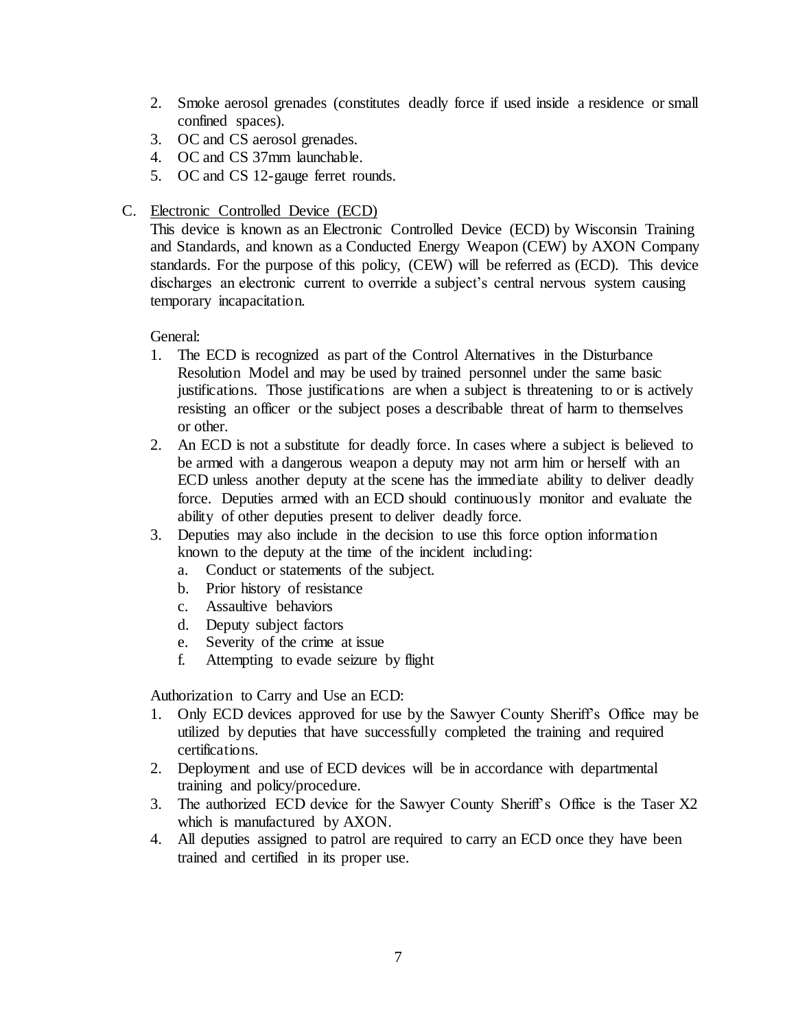2. Smoke aerosol grenades (constitutes deadly force if used inside a residence or small confined spaces).
3. OC and CS aerosol grenades.
4. OC and CS 37mm launchable.
5. OC and CS 12-gauge ferret rounds.

C. <u>Electronic Controlled Device (ECD)</u>

This device is known as an Electronic Controlled Device (ECD) by Wisconsin Training and Standards, and known as a Conducted Energy Weapon (CEW) by AXON Company standards. For the purpose of this policy, (CEW) will be referred as (ECD). This device discharges an electronic current to override a subject's central nervous system causing temporary incapacitation.

General:

1. The ECD is recognized as part of the Control Alternatives in the Disturbance Resolution Model and may be used by trained personnel under the same basic justifications. Those justifications are when a subject is threatening to or is actively resisting an officer or the subject poses a describable threat of harm to themselves or other.
2. An ECD is not a substitute for deadly force. In cases where a subject is believed to be armed with a dangerous weapon a deputy may not arm him or herself with an ECD unless another deputy at the scene has the immediate ability to deliver deadly force. Deputies armed with an ECD should continuously monitor and evaluate the ability of other deputies present to deliver deadly force.
3. Deputies may also include in the decision to use this force option information known to the deputy at the time of the incident including:
   a. Conduct or statements of the subject.
   b. Prior history of resistance
   c. Assaultive behaviors
   d. Deputy subject factors
   e. Severity of the crime at issue
   f. Attempting to evade seizure by flight

Authorization to Carry and Use an ECD:

1. Only ECD devices approved for use by the Sawyer County Sheriff's Office may be utilized by deputies that have successfully completed the training and required certifications.
2. Deployment and use of ECD devices will be in accordance with departmental training and policy/procedure.
3. The authorized ECD device for the Sawyer County Sheriff's Office is the Taser X2 which is manufactured by AXON.
4. All deputies assigned to patrol are required to carry an ECD once they have been trained and certified in its proper use.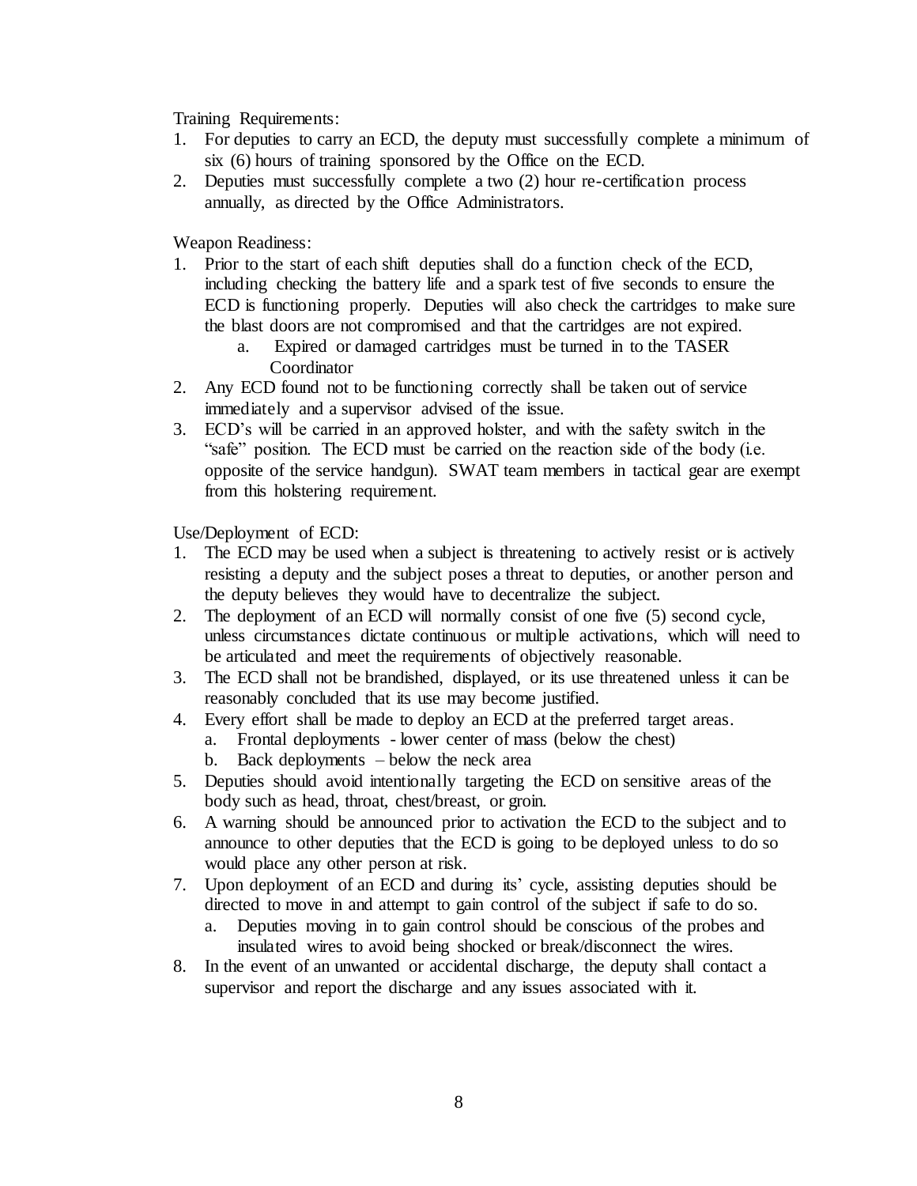Training Requirements:

1. For deputies to carry an ECD, the deputy must successfully complete a minimum of six (6) hours of training sponsored by the Office on the ECD.
2. Deputies must successfully complete a two (2) hour re-certification process annually, as directed by the Office Administrators.

Weapon Readiness:

1. Prior to the start of each shift deputies shall do a function check of the ECD, including checking the battery life and a spark test of five seconds to ensure the ECD is functioning properly. Deputies will also check the cartridges to make sure the blast doors are not compromised and that the cartridges are not expired.
   a. Expired or damaged cartridges must be turned in to the TASER Coordinator
2. Any ECD found not to be functioning correctly shall be taken out of service immediately and a supervisor advised of the issue.
3. ECD's will be carried in an approved holster, and with the safety switch in the "safe" position. The ECD must be carried on the reaction side of the body (i.e. opposite of the service handgun). SWAT team members in tactical gear are exempt from this holstering requirement.

Use/Deployment of ECD:

1. The ECD may be used when a subject is threatening to actively resist or is actively resisting a deputy and the subject poses a threat to deputies, or another person and the deputy believes they would have to decentralize the subject.
2. The deployment of an ECD will normally consist of one five (5) second cycle, unless circumstances dictate continuous or multiple activations, which will need to be articulated and meet the requirements of objectively reasonable.
3. The ECD shall not be brandished, displayed, or its use threatened unless it can be reasonably concluded that its use may become justified.
4. Every effort shall be made to deploy an ECD at the preferred target areas.
   a. Frontal deployments - lower center of mass (below the chest)
   b. Back deployments – below the neck area
5. Deputies should avoid intentionally targeting the ECD on sensitive areas of the body such as head, throat, chest/breast, or groin.
6. A warning should be announced prior to activation the ECD to the subject and to announce to other deputies that the ECD is going to be deployed unless to do so would place any other person at risk.
7. Upon deployment of an ECD and during its' cycle, assisting deputies should be directed to move in and attempt to gain control of the subject if safe to do so.
   a. Deputies moving in to gain control should be conscious of the probes and insulated wires to avoid being shocked or break/disconnect the wires.
8. In the event of an unwanted or accidental discharge, the deputy shall contact a supervisor and report the discharge and any issues associated with it.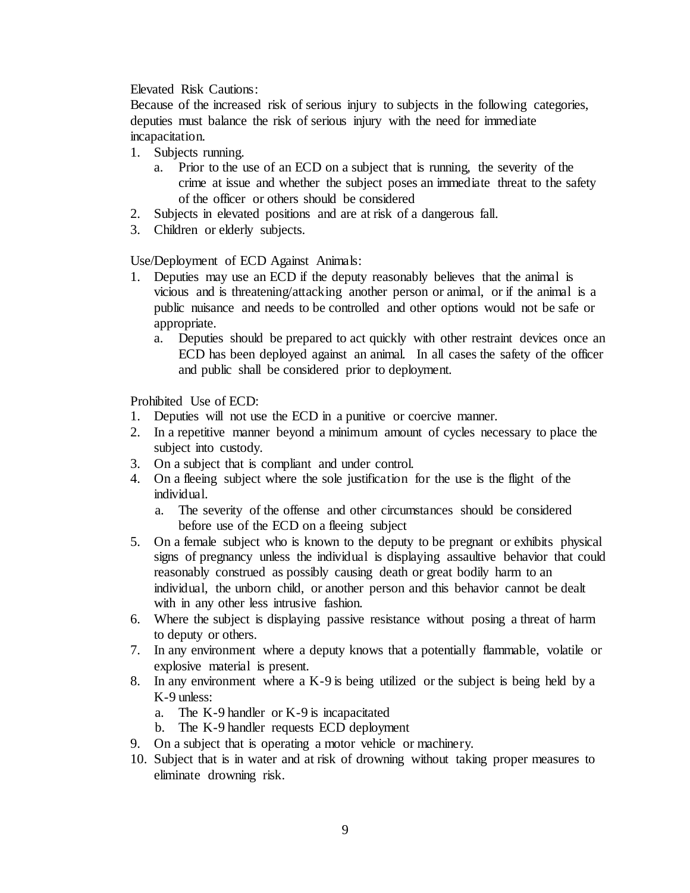Elevated Risk Cautions:

Because of the increased risk of serious injury to subjects in the following categories, deputies must balance the risk of serious injury with the need for immediate incapacitation.

1. Subjects running.
   a. Prior to the use of an ECD on a subject that is running, the severity of the crime at issue and whether the subject poses an immediate threat to the safety of the officer or others should be considered
2. Subjects in elevated positions and are at risk of a dangerous fall.
3. Children or elderly subjects.

Use/Deployment of ECD Against Animals:

1. Deputies may use an ECD if the deputy reasonably believes that the animal is vicious and is threatening/attacking another person or animal, or if the animal is a public nuisance and needs to be controlled and other options would not be safe or appropriate.
   a. Deputies should be prepared to act quickly with other restraint devices once an ECD has been deployed against an animal. In all cases the safety of the officer and public shall be considered prior to deployment.

Prohibited Use of ECD:

1. Deputies will not use the ECD in a punitive or coercive manner.
2. In a repetitive manner beyond a minimum amount of cycles necessary to place the subject into custody.
3. On a subject that is compliant and under control.
4. On a fleeing subject where the sole justification for the use is the flight of the individual.
   a. The severity of the offense and other circumstances should be considered before use of the ECD on a fleeing subject
5. On a female subject who is known to the deputy to be pregnant or exhibits physical signs of pregnancy unless the individual is displaying assaultive behavior that could reasonably construed as possibly causing death or great bodily harm to an individual, the unborn child, or another person and this behavior cannot be dealt with in any other less intrusive fashion.
6. Where the subject is displaying passive resistance without posing a threat of harm to deputy or others.
7. In any environment where a deputy knows that a potentially flammable, volatile or explosive material is present.
8. In any environment where a K-9 is being utilized or the subject is being held by a K-9 unless:
   a. The K-9 handler or K-9 is incapacitated
   b. The K-9 handler requests ECD deployment
9. On a subject that is operating a motor vehicle or machinery.
10. Subject that is in water and at risk of drowning without taking proper measures to eliminate drowning risk.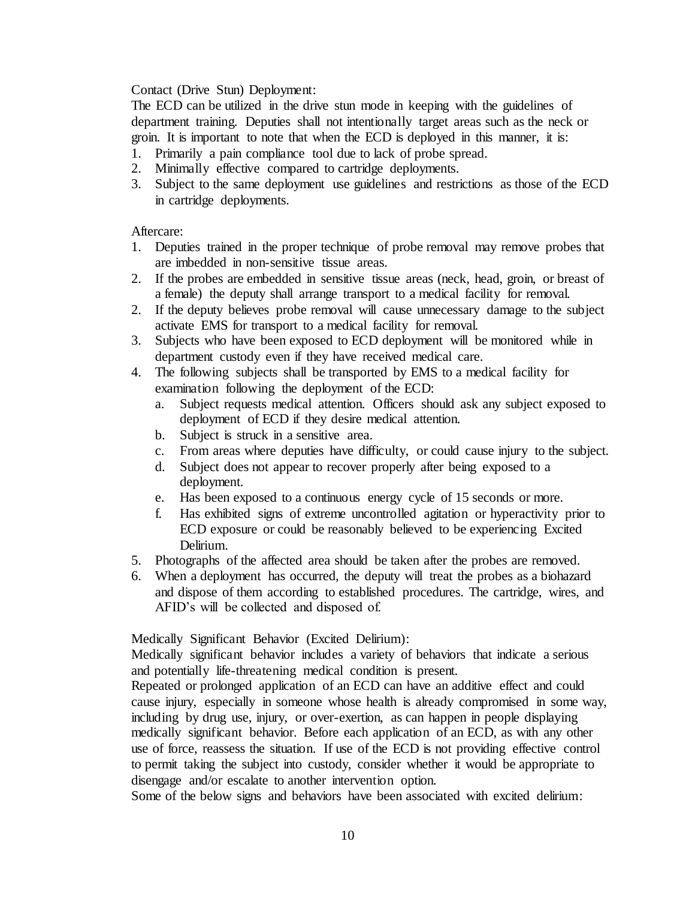Contact (Drive Stun) Deployment:

The ECD can be utilized in the drive stun mode in keeping with the guidelines of department training. Deputies shall not intentionally target areas such as the neck or groin. It is important to note that when the ECD is deployed in this manner, it is:

1. Primarily a pain compliance tool due to lack of probe spread.
2. Minimally effective compared to cartridge deployments.
3. Subject to the same deployment use guidelines and restrictions as those of the ECD in cartridge deployments.

Aftercare:

1. Deputies trained in the proper technique of probe removal may remove probes that are imbedded in non-sensitive tissue areas.
2. If the probes are embedded in sensitive tissue areas (neck, head, groin, or breast of a female) the deputy shall arrange transport to a medical facility for removal.
2. If the deputy believes probe removal will cause unnecessary damage to the subject activate EMS for transport to a medical facility for removal.
3. Subjects who have been exposed to ECD deployment will be monitored while in department custody even if they have received medical care.
4. The following subjects shall be transported by EMS to a medical facility for examination following the deployment of the ECD:
   a. Subject requests medical attention. Officers should ask any subject exposed to deployment of ECD if they desire medical attention.
   b. Subject is struck in a sensitive area.
   c. From areas where deputies have difficulty, or could cause injury to the subject.
   d. Subject does not appear to recover properly after being exposed to a deployment.
   e. Has been exposed to a continuous energy cycle of 15 seconds or more.
   f. Has exhibited signs of extreme uncontrolled agitation or hyperactivity prior to ECD exposure or could be reasonably believed to be experiencing Excited Delirium.
5. Photographs of the affected area should be taken after the probes are removed.
6. When a deployment has occurred, the deputy will treat the probes as a biohazard and dispose of them according to established procedures. The cartridge, wires, and AFID's will be collected and disposed of.

Medically Significant Behavior (Excited Delirium):

Medically significant behavior includes a variety of behaviors that indicate a serious and potentially life-threatening medical condition is present.

Repeated or prolonged application of an ECD can have an additive effect and could cause injury, especially in someone whose health is already compromised in some way, including by drug use, injury, or over-exertion, as can happen in people displaying medically significant behavior. Before each application of an ECD, as with any other use of force, reassess the situation. If use of the ECD is not providing effective control to permit taking the subject into custody, consider whether it would be appropriate to disengage and/or escalate to another intervention option.

Some of the below signs and behaviors have been associated with excited delirium: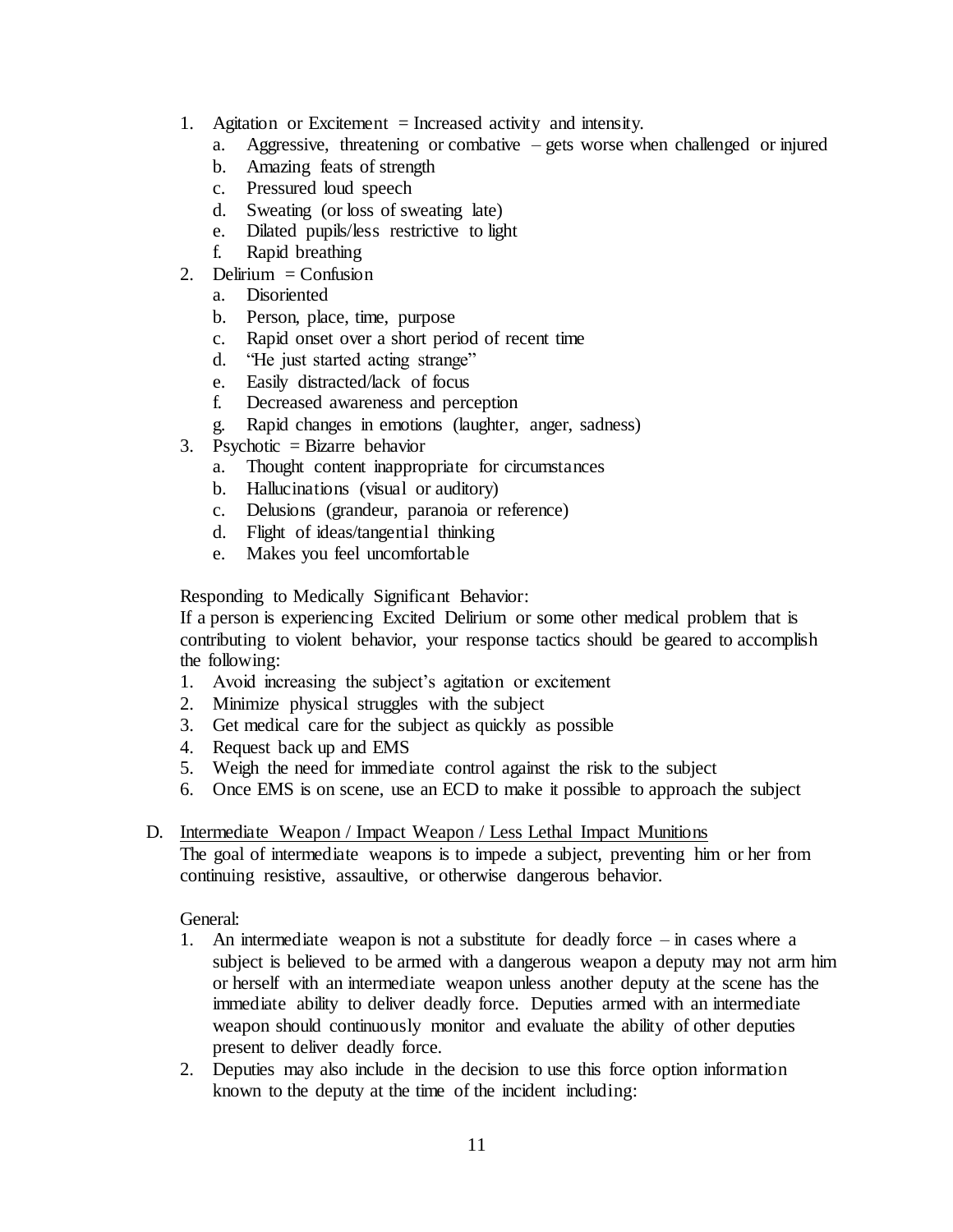1. Agitation or Excitement = Increased activity and intensity.
   a. Aggressive, threatening or combative – gets worse when challenged or injured
   b. Amazing feats of strength
   c. Pressured loud speech
   d. Sweating (or loss of sweating late)
   e. Dilated pupils/less restrictive to light
   f. Rapid breathing
2. Delirium = Confusion
   a. Disoriented
   b. Person, place, time, purpose
   c. Rapid onset over a short period of recent time
   d. "He just started acting strange"
   e. Easily distracted/lack of focus
   f. Decreased awareness and perception
   g. Rapid changes in emotions (laughter, anger, sadness)
3. Psychotic = Bizarre behavior
   a. Thought content inappropriate for circumstances
   b. Hallucinations (visual or auditory)
   c. Delusions (grandeur, paranoia or reference)
   d. Flight of ideas/tangential thinking
   e. Makes you feel uncomfortable

Responding to Medically Significant Behavior:
If a person is experiencing Excited Delirium or some other medical problem that is contributing to violent behavior, your response tactics should be geared to accomplish the following:

1. Avoid increasing the subject's agitation or excitement
2. Minimize physical struggles with the subject
3. Get medical care for the subject as quickly as possible
4. Request back up and EMS
5. Weigh the need for immediate control against the risk to the subject
6. Once EMS is on scene, use an ECD to make it possible to approach the subject

D. <u>Intermediate Weapon / Impact Weapon / Less Lethal Impact Munitions</u>

The goal of intermediate weapons is to impede a subject, preventing him or her from continuing resistive, assaultive, or otherwise dangerous behavior.

General:

1. An intermediate weapon is not a substitute for deadly force – in cases where a subject is believed to be armed with a dangerous weapon a deputy may not arm him or herself with an intermediate weapon unless another deputy at the scene has the immediate ability to deliver deadly force. Deputies armed with an intermediate weapon should continuously monitor and evaluate the ability of other deputies present to deliver deadly force.
2. Deputies may also include in the decision to use this force option information known to the deputy at the time of the incident including: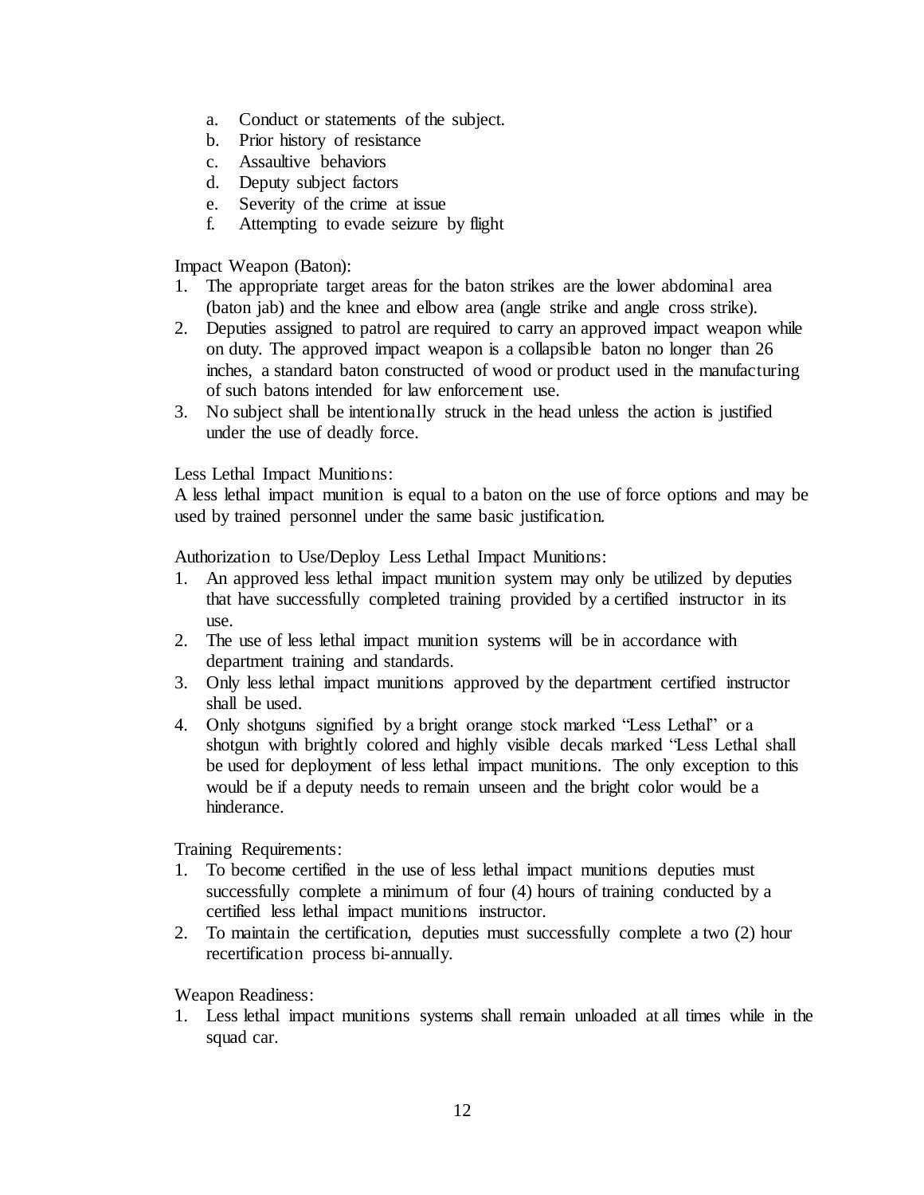a. Conduct or statements of the subject.
b. Prior history of resistance
c. Assaultive behaviors
d. Deputy subject factors
e. Severity of the crime at issue
f. Attempting to evade seizure by flight

Impact Weapon (Baton):

1. The appropriate target areas for the baton strikes are the lower abdominal area (baton jab) and the knee and elbow area (angle strike and angle cross strike).
2. Deputies assigned to patrol are required to carry an approved impact weapon while on duty. The approved impact weapon is a collapsible baton no longer than 26 inches, a standard baton constructed of wood or product used in the manufacturing of such batons intended for law enforcement use.
3. No subject shall be intentionally struck in the head unless the action is justified under the use of deadly force.

Less Lethal Impact Munitions:

A less lethal impact munition is equal to a baton on the use of force options and may be used by trained personnel under the same basic justification.

Authorization to Use/Deploy Less Lethal Impact Munitions:

1. An approved less lethal impact munition system may only be utilized by deputies that have successfully completed training provided by a certified instructor in its use.
2. The use of less lethal impact munition systems will be in accordance with department training and standards.
3. Only less lethal impact munitions approved by the department certified instructor shall be used.
4. Only shotguns signified by a bright orange stock marked "Less Lethal" or a shotgun with brightly colored and highly visible decals marked "Less Lethal shall be used for deployment of less lethal impact munitions. The only exception to this would be if a deputy needs to remain unseen and the bright color would be a hinderance.

Training Requirements:

1. To become certified in the use of less lethal impact munitions deputies must successfully complete a minimum of four (4) hours of training conducted by a certified less lethal impact munitions instructor.
2. To maintain the certification, deputies must successfully complete a two (2) hour recertification process bi-annually.

Weapon Readiness:

1. Less lethal impact munitions systems shall remain unloaded at all times while in the squad car.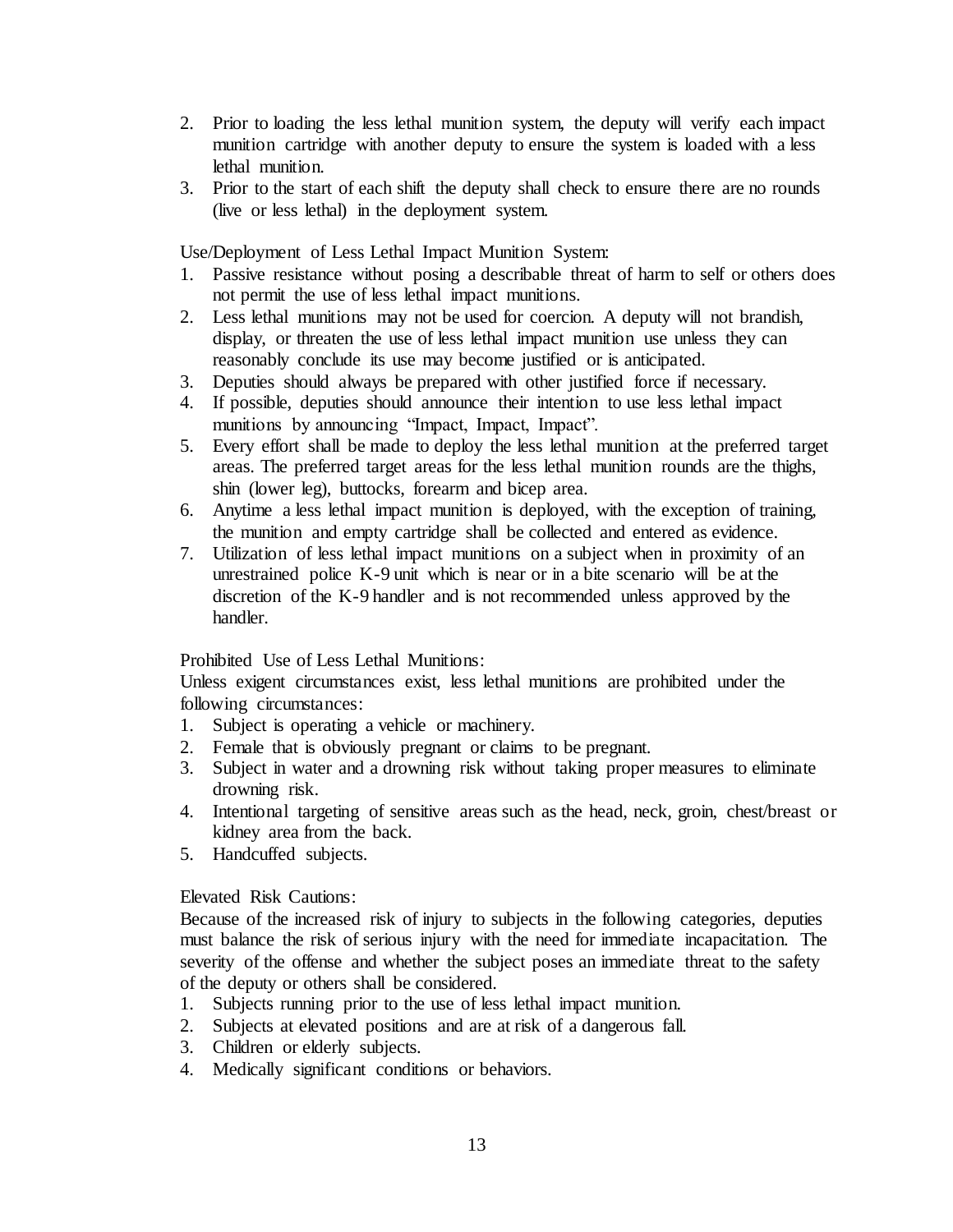2. Prior to loading the less lethal munition system, the deputy will verify each impact munition cartridge with another deputy to ensure the system is loaded with a less lethal munition.
3. Prior to the start of each shift the deputy shall check to ensure there are no rounds (live or less lethal) in the deployment system.

Use/Deployment of Less Lethal Impact Munition System:

1. Passive resistance without posing a describable threat of harm to self or others does not permit the use of less lethal impact munitions.
2. Less lethal munitions may not be used for coercion. A deputy will not brandish, display, or threaten the use of less lethal impact munition use unless they can reasonably conclude its use may become justified or is anticipated.
3. Deputies should always be prepared with other justified force if necessary.
4. If possible, deputies should announce their intention to use less lethal impact munitions by announcing "Impact, Impact, Impact".
5. Every effort shall be made to deploy the less lethal munition at the preferred target areas. The preferred target areas for the less lethal munition rounds are the thighs, shin (lower leg), buttocks, forearm and bicep area.
6. Anytime a less lethal impact munition is deployed, with the exception of training, the munition and empty cartridge shall be collected and entered as evidence.
7. Utilization of less lethal impact munitions on a subject when in proximity of an unrestrained police K-9 unit which is near or in a bite scenario will be at the discretion of the K-9 handler and is not recommended unless approved by the handler.

Prohibited Use of Less Lethal Munitions:

Unless exigent circumstances exist, less lethal munitions are prohibited under the following circumstances:

1. Subject is operating a vehicle or machinery.
2. Female that is obviously pregnant or claims to be pregnant.
3. Subject in water and a drowning risk without taking proper measures to eliminate drowning risk.
4. Intentional targeting of sensitive areas such as the head, neck, groin, chest/breast or kidney area from the back.
5. Handcuffed subjects.

Elevated Risk Cautions:

Because of the increased risk of injury to subjects in the following categories, deputies must balance the risk of serious injury with the need for immediate incapacitation. The severity of the offense and whether the subject poses an immediate threat to the safety of the deputy or others shall be considered.

1. Subjects running prior to the use of less lethal impact munition.
2. Subjects at elevated positions and are at risk of a dangerous fall.
3. Children or elderly subjects.
4. Medically significant conditions or behaviors.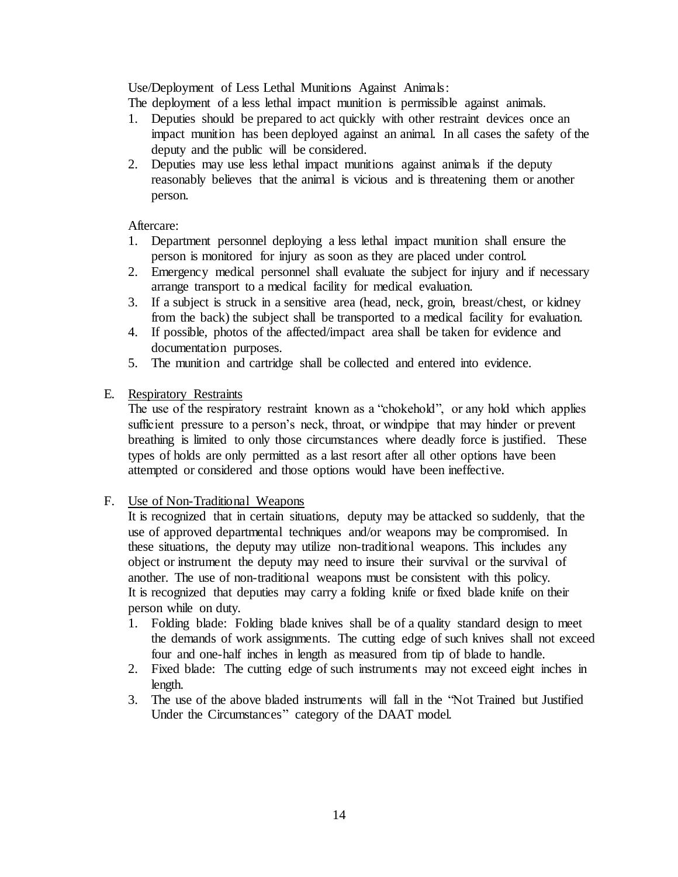Use/Deployment of Less Lethal Munitions Against Animals:

The deployment of a less lethal impact munition is permissible against animals.

1. Deputies should be prepared to act quickly with other restraint devices once an impact munition has been deployed against an animal. In all cases the safety of the deputy and the public will be considered.
2. Deputies may use less lethal impact munitions against animals if the deputy reasonably believes that the animal is vicious and is threatening them or another person.

Aftercare:

1. Department personnel deploying a less lethal impact munition shall ensure the person is monitored for injury as soon as they are placed under control.
2. Emergency medical personnel shall evaluate the subject for injury and if necessary arrange transport to a medical facility for medical evaluation.
3. If a subject is struck in a sensitive area (head, neck, groin, breast/chest, or kidney from the back) the subject shall be transported to a medical facility for evaluation.
4. If possible, photos of the affected/impact area shall be taken for evidence and documentation purposes.
5. The munition and cartridge shall be collected and entered into evidence.

E. <u>Respiratory Restraints</u>

The use of the respiratory restraint known as a "chokehold", or any hold which applies sufficient pressure to a person's neck, throat, or windpipe that may hinder or prevent breathing is limited to only those circumstances where deadly force is justified. These types of holds are only permitted as a last resort after all other options have been attempted or considered and those options would have been ineffective.

F. <u>Use of Non-Traditional Weapons</u>

It is recognized that in certain situations, deputy may be attacked so suddenly, that the use of approved departmental techniques and/or weapons may be compromised. In these situations, the deputy may utilize non-traditional weapons. This includes any object or instrument the deputy may need to insure their survival or the survival of another. The use of non-traditional weapons must be consistent with this policy.

It is recognized that deputies may carry a folding knife or fixed blade knife on their person while on duty.

1. Folding blade: Folding blade knives shall be of a quality standard design to meet the demands of work assignments. The cutting edge of such knives shall not exceed four and one-half inches in length as measured from tip of blade to handle.
2. Fixed blade: The cutting edge of such instruments may not exceed eight inches in length.
3. The use of the above bladed instruments will fall in the "Not Trained but Justified Under the Circumstances" category of the DAAT model.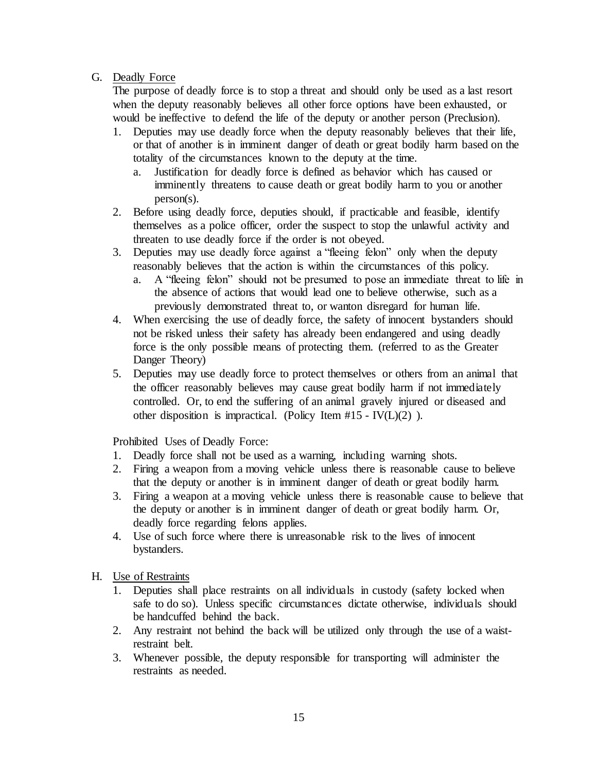G. Deadly Force

The purpose of deadly force is to stop a threat and should only be used as a last resort when the deputy reasonably believes all other force options have been exhausted, or would be ineffective to defend the life of the deputy or another person (Preclusion).

1. Deputies may use deadly force when the deputy reasonably believes that their life, or that of another is in imminent danger of death or great bodily harm based on the totality of the circumstances known to the deputy at the time.
   a. Justification for deadly force is defined as behavior which has caused or imminently threatens to cause death or great bodily harm to you or another person(s).
2. Before using deadly force, deputies should, if practicable and feasible, identify themselves as a police officer, order the suspect to stop the unlawful activity and threaten to use deadly force if the order is not obeyed.
3. Deputies may use deadly force against a "fleeing felon" only when the deputy reasonably believes that the action is within the circumstances of this policy.
   a. A "fleeing felon" should not be presumed to pose an immediate threat to life in the absence of actions that would lead one to believe otherwise, such as a previously demonstrated threat to, or wanton disregard for human life.
4. When exercising the use of deadly force, the safety of innocent bystanders should not be risked unless their safety has already been endangered and using deadly force is the only possible means of protecting them. (referred to as the Greater Danger Theory)
5. Deputies may use deadly force to protect themselves or others from an animal that the officer reasonably believes may cause great bodily harm if not immediately controlled. Or, to end the suffering of an animal gravely injured or diseased and other disposition is impractical. (Policy Item #15 - IV(L)(2) ).

Prohibited Uses of Deadly Force:

1. Deadly force shall not be used as a warning, including warning shots.
2. Firing a weapon from a moving vehicle unless there is reasonable cause to believe that the deputy or another is in imminent danger of death or great bodily harm.
3. Firing a weapon at a moving vehicle unless there is reasonable cause to believe that the deputy or another is in imminent danger of death or great bodily harm. Or, deadly force regarding felons applies.
4. Use of such force where there is unreasonable risk to the lives of innocent bystanders.

H. Use of Restraints

1. Deputies shall place restraints on all individuals in custody (safety locked when safe to do so). Unless specific circumstances dictate otherwise, individuals should be handcuffed behind the back.
2. Any restraint not behind the back will be utilized only through the use of a waist-restraint belt.
3. Whenever possible, the deputy responsible for transporting will administer the restraints as needed.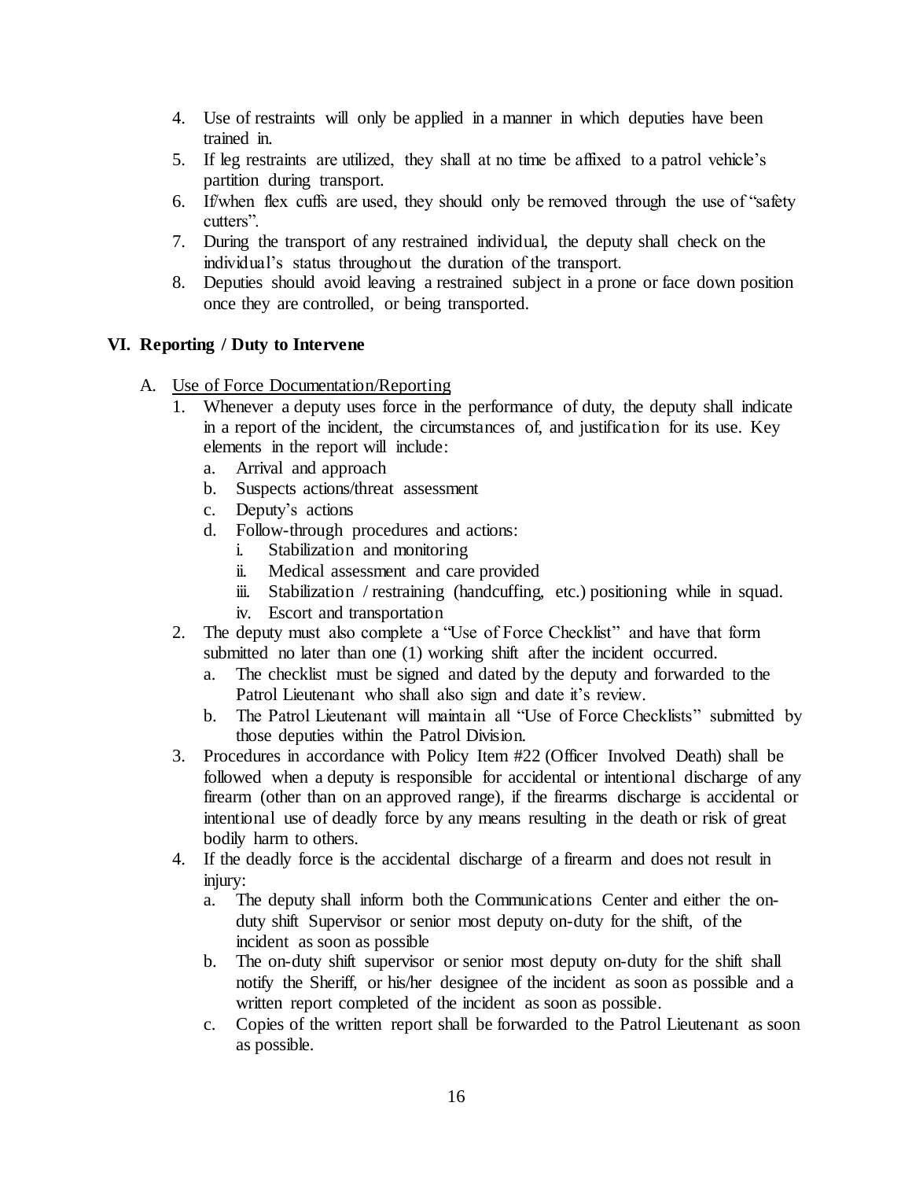4. Use of restraints will only be applied in a manner in which deputies have been trained in.
5. If leg restraints are utilized, they shall at no time be affixed to a patrol vehicle's partition during transport.
6. If/when flex cuffs are used, they should only be removed through the use of "safety cutters".
7. During the transport of any restrained individual, the deputy shall check on the individual's status throughout the duration of the transport.
8. Deputies should avoid leaving a restrained subject in a prone or face down position once they are controlled, or being transported.

## VI. Reporting / Duty to Intervene

A. <u>Use of Force Documentation/Reporting</u>

1. Whenever a deputy uses force in the performance of duty, the deputy shall indicate in a report of the incident, the circumstances of, and justification for its use. Key elements in the report will include:
   a. Arrival and approach
   b. Suspects actions/threat assessment
   c. Deputy's actions
   d. Follow-through procedures and actions:
      i. Stabilization and monitoring
      ii. Medical assessment and care provided
      iii. Stabilization / restraining (handcuffing, etc.) positioning while in squad.
      iv. Escort and transportation
2. The deputy must also complete a "Use of Force Checklist" and have that form submitted no later than one (1) working shift after the incident occurred.
   a. The checklist must be signed and dated by the deputy and forwarded to the Patrol Lieutenant who shall also sign and date it's review.
   b. The Patrol Lieutenant will maintain all "Use of Force Checklists" submitted by those deputies within the Patrol Division.
3. Procedures in accordance with Policy Item #22 (Officer Involved Death) shall be followed when a deputy is responsible for accidental or intentional discharge of any firearm (other than on an approved range), if the firearms discharge is accidental or intentional use of deadly force by any means resulting in the death or risk of great bodily harm to others.
4. If the deadly force is the accidental discharge of a firearm and does not result in injury:
   a. The deputy shall inform both the Communications Center and either the on-duty shift Supervisor or senior most deputy on-duty for the shift, of the incident as soon as possible
   b. The on-duty shift supervisor or senior most deputy on-duty for the shift shall notify the Sheriff, or his/her designee of the incident as soon as possible and a written report completed of the incident as soon as possible.
   c. Copies of the written report shall be forwarded to the Patrol Lieutenant as soon as possible.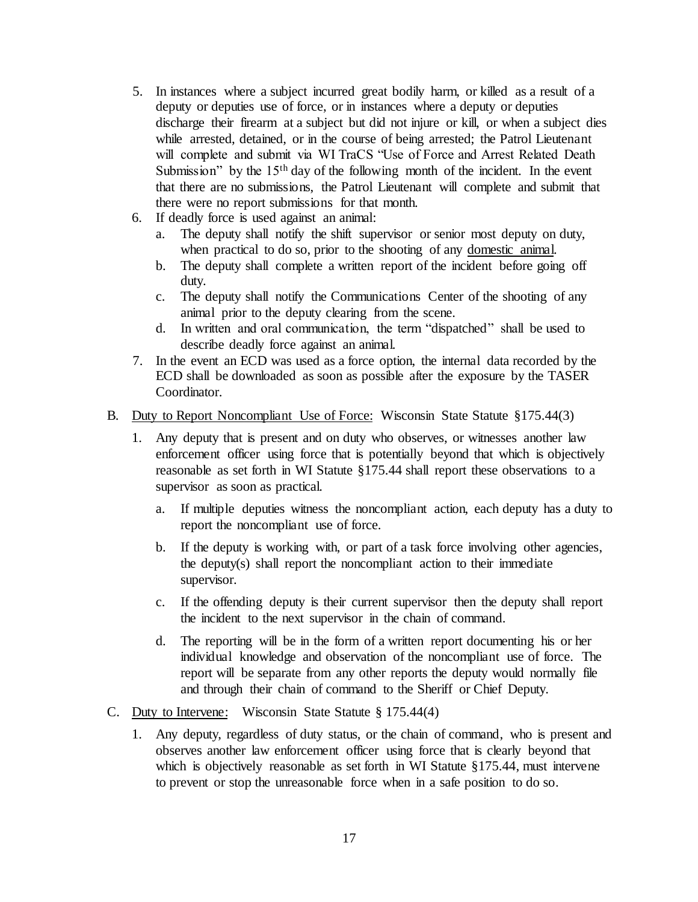5. In instances where a subject incurred great bodily harm, or killed as a result of a deputy or deputies use of force, or in instances where a deputy or deputies discharge their firearm at a subject but did not injure or kill, or when a subject dies while arrested, detained, or in the course of being arrested; the Patrol Lieutenant will complete and submit via WI TraCS "Use of Force and Arrest Related Death Submission" by the 15th day of the following month of the incident. In the event that there are no submissions, the Patrol Lieutenant will complete and submit that there were no report submissions for that month.
6. If deadly force is used against an animal:
   a. The deputy shall notify the shift supervisor or senior most deputy on duty, when practical to do so, prior to the shooting of any <u>domestic animal</u>.
   b. The deputy shall complete a written report of the incident before going off duty.
   c. The deputy shall notify the Communications Center of the shooting of any animal prior to the deputy clearing from the scene.
   d. In written and oral communication, the term "dispatched" shall be used to describe deadly force against an animal.
7. In the event an ECD was used as a force option, the internal data recorded by the ECD shall be downloaded as soon as possible after the exposure by the TASER Coordinator.

B. <u>Duty to Report Noncompliant Use of Force:</u> Wisconsin State Statute §175.44(3)

   1. Any deputy that is present and on duty who observes, or witnesses another law enforcement officer using force that is potentially beyond that which is objectively reasonable as set forth in WI Statute §175.44 shall report these observations to a supervisor as soon as practical.

      a. If multiple deputies witness the noncompliant action, each deputy has a duty to report the noncompliant use of force.

      b. If the deputy is working with, or part of a task force involving other agencies, the deputy(s) shall report the noncompliant action to their immediate supervisor.

      c. If the offending deputy is their current supervisor then the deputy shall report the incident to the next supervisor in the chain of command.

      d. The reporting will be in the form of a written report documenting his or her individual knowledge and observation of the noncompliant use of force. The report will be separate from any other reports the deputy would normally file and through their chain of command to the Sheriff or Chief Deputy.

C. <u>Duty to Intervene:</u> Wisconsin State Statute § 175.44(4)

   1. Any deputy, regardless of duty status, or the chain of command, who is present and observes another law enforcement officer using force that is clearly beyond that which is objectively reasonable as set forth in WI Statute §175.44, must intervene to prevent or stop the unreasonable force when in a safe position to do so.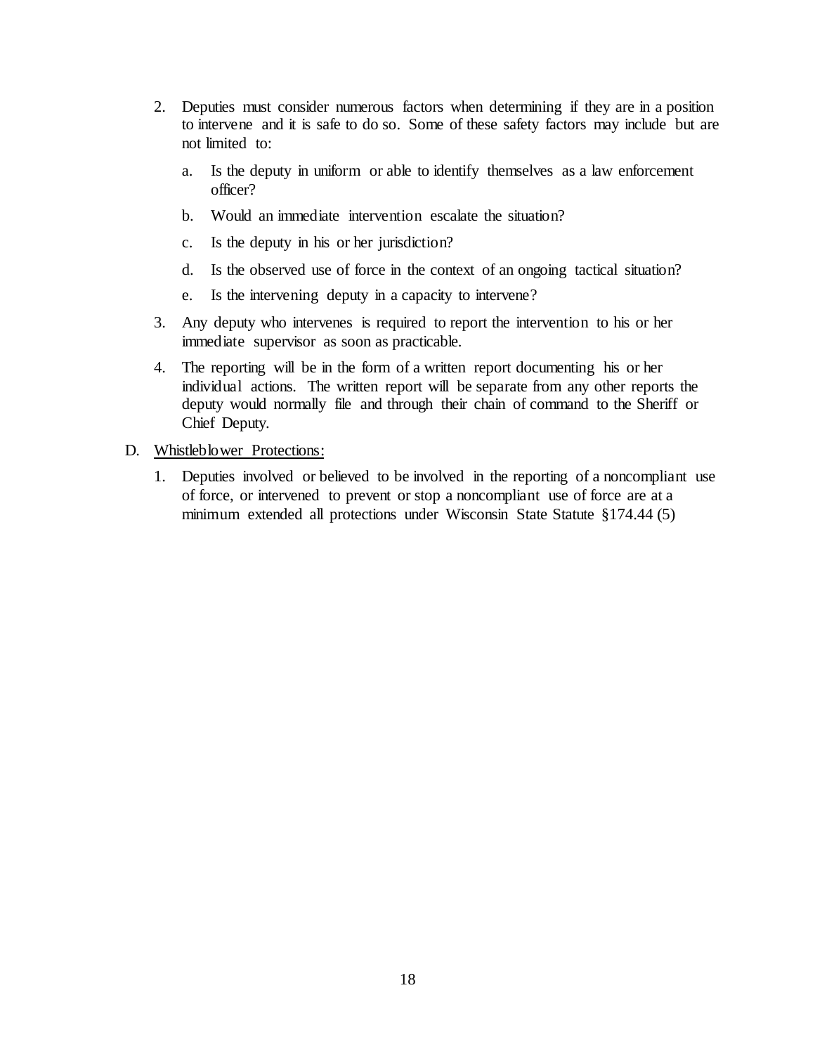2. Deputies must consider numerous factors when determining if they are in a position to intervene and it is safe to do so. Some of these safety factors may include but are not limited to:

   a. Is the deputy in uniform or able to identify themselves as a law enforcement officer?

   b. Would an immediate intervention escalate the situation?

   c. Is the deputy in his or her jurisdiction?

   d. Is the observed use of force in the context of an ongoing tactical situation?

   e. Is the intervening deputy in a capacity to intervene?

3. Any deputy who intervenes is required to report the intervention to his or her immediate supervisor as soon as practicable.

4. The reporting will be in the form of a written report documenting his or her individual actions. The written report will be separate from any other reports the deputy would normally file and through their chain of command to the Sheriff or Chief Deputy.

D. <u>Whistleblower Protections:</u>

   1. Deputies involved or believed to be involved in the reporting of a noncompliant use of force, or intervened to prevent or stop a noncompliant use of force are at a minimum extended all protections under Wisconsin State Statute §174.44 (5)